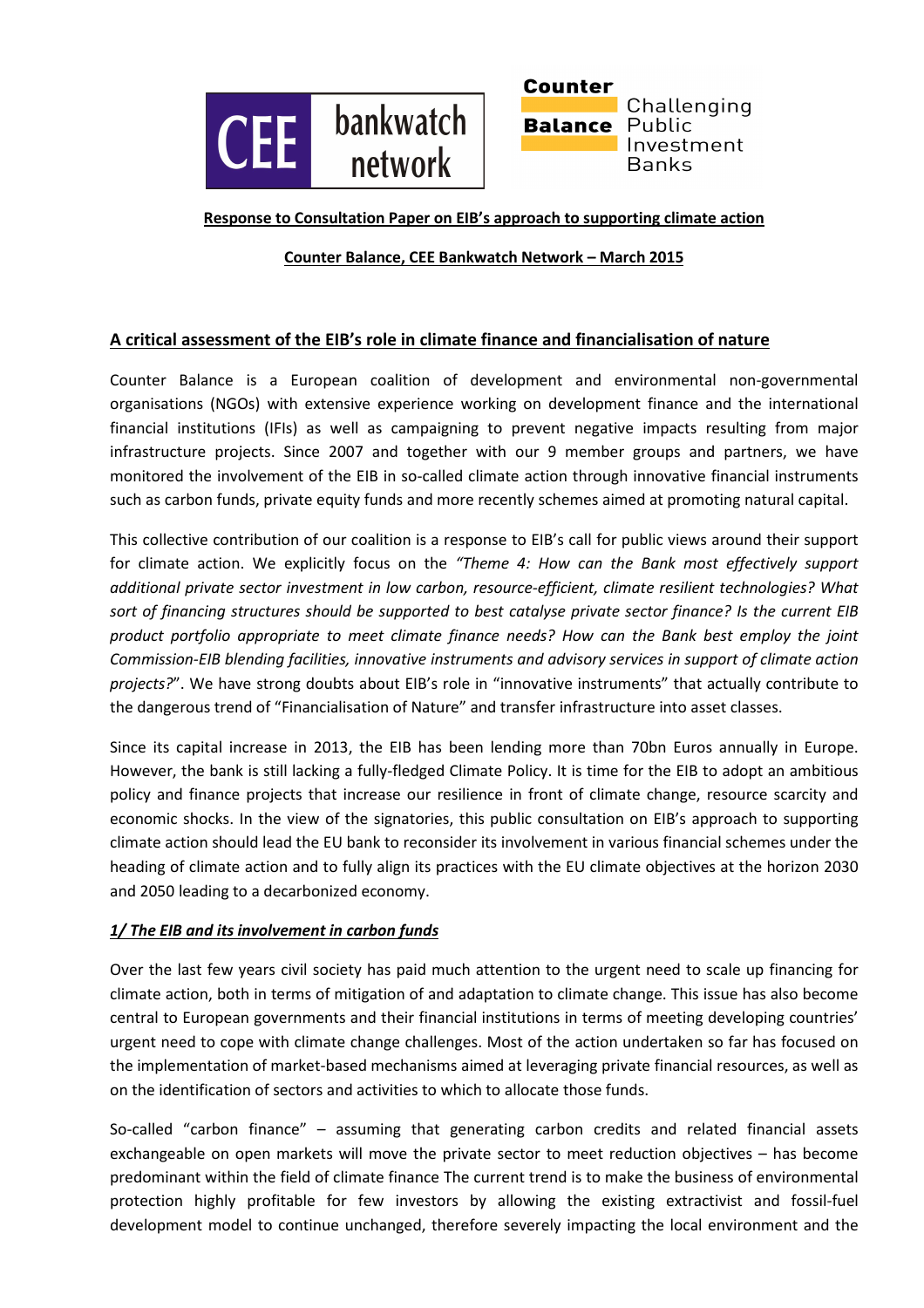CEE bankwatch network

Counter Balance Challenging Public Investment Banks

**Response to Consultation Paper on EIB's approach to supporting climate action**

**Counter Balance, CEE Bankwatch Network – March 2015**

## A critical assessment of the EIB's role in climate finance and financialisation of nature

Counter Balance is a European coalition of development and environmental non-governmental organisations (NGOs) with extensive experience working on development finance and the international financial institutions (IFIs) as well as campaigning to prevent negative impacts resulting from major infrastructure projects. Since 2007 and together with our 9 member groups and partners, we have monitored the involvement of the EIB in so-called climate action through innovative financial instruments such as carbon funds, private equity funds and more recently schemes aimed at promoting natural capital.

This collective contribution of our coalition is a response to EIB's call for public views around their support for climate action. We explicitly focus on the *"Theme 4: How can the Bank most effectively support additional private sector investment in low carbon, resource-efficient, climate resilient technologies? What sort of financing structures should be supported to best catalyse private sector finance? Is the current EIB product portfolio appropriate to meet climate finance needs? How can the Bank best employ the joint Commission-EIB blending facilities, innovative instruments and advisory services in support of climate action projects?*". We have strong doubts about EIB's role in "innovative instruments" that actually contribute to the dangerous trend of "Financialisation of Nature" and transfer infrastructure into asset classes.

Since its capital increase in 2013, the EIB has been lending more than 70bn Euros annually in Europe. However, the bank is still lacking a fully-fledged Climate Policy. It is time for the EIB to adopt an ambitious policy and finance projects that increase our resilience in front of climate change, resource scarcity and economic shocks. In the view of the signatories, this public consultation on EIB's approach to supporting climate action should lead the EU bank to reconsider its involvement in various financial schemes under the heading of climate action and to fully align its practices with the EU climate objectives at the horizon 2030 and 2050 leading to a decarbonized economy.

### *1/ The EIB and its involvement in carbon funds*

Over the last few years civil society has paid much attention to the urgent need to scale up financing for climate action, both in terms of mitigation of and adaptation to climate change. This issue has also become central to European governments and their financial institutions in terms of meeting developing countries' urgent need to cope with climate change challenges. Most of the action undertaken so far has focused on the implementation of market-based mechanisms aimed at leveraging private financial resources, as well as on the identification of sectors and activities to which to allocate those funds.

So-called "carbon finance" – assuming that generating carbon credits and related financial assets exchangeable on open markets will move the private sector to meet reduction objectives – has become predominant within the field of climate finance The current trend is to make the business of environmental protection highly profitable for few investors by allowing the existing extractivist and fossil-fuel development model to continue unchanged, therefore severely impacting the local environment and the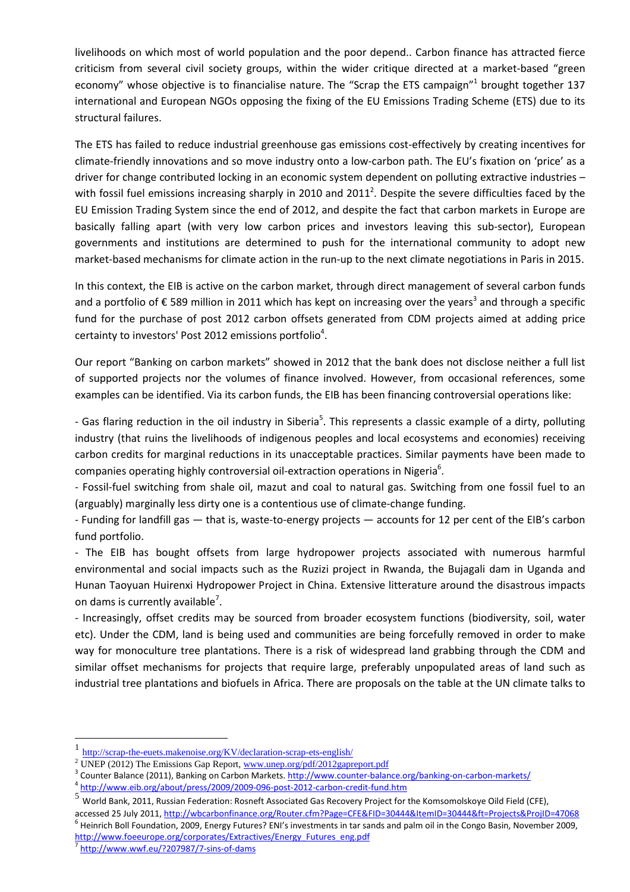livelihoods on which most of world population and the poor depend.. Carbon finance has attracted fierce criticism from several civil society groups, within the wider critique directed at a market-based "green economy" whose objective is to financialise nature. The "Scrap the ETS campaign"[1] brought together 137 international and European NGOs opposing the fixing of the EU Emissions Trading Scheme (ETS) due to its structural failures.

The ETS has failed to reduce industrial greenhouse gas emissions cost-effectively by creating incentives for climate-friendly innovations and so move industry onto a low-carbon path. The EU's fixation on 'price' as a driver for change contributed locking in an economic system dependent on polluting extractive industries – with fossil fuel emissions increasing sharply in 2010 and 2011[2]. Despite the severe difficulties faced by the EU Emission Trading System since the end of 2012, and despite the fact that carbon markets in Europe are basically falling apart (with very low carbon prices and investors leaving this sub-sector), European governments and institutions are determined to push for the international community to adopt new market-based mechanisms for climate action in the run-up to the next climate negotiations in Paris in 2015.

In this context, the EIB is active on the carbon market, through direct management of several carbon funds and a portfolio of € 589 million in 2011 which has kept on increasing over the years[3] and through a specific fund for the purchase of post 2012 carbon offsets generated from CDM projects aimed at adding price certainty to investors' Post 2012 emissions portfolio[4].

Our report "Banking on carbon markets" showed in 2012 that the bank does not disclose neither a full list of supported projects nor the volumes of finance involved. However, from occasional references, some examples can be identified. Via its carbon funds, the EIB has been financing controversial operations like:

- Gas flaring reduction in the oil industry in Siberia[5]. This represents a classic example of a dirty, polluting industry (that ruins the livelihoods of indigenous peoples and local ecosystems and economies) receiving carbon credits for marginal reductions in its unacceptable practices. Similar payments have been made to companies operating highly controversial oil-extraction operations in Nigeria[6].
- Fossil-fuel switching from shale oil, mazut and coal to natural gas. Switching from one fossil fuel to an (arguably) marginally less dirty one is a contentious use of climate-change funding.
- Funding for landfill gas — that is, waste-to-energy projects — accounts for 12 per cent of the EIB's carbon fund portfolio.
- The EIB has bought offsets from large hydropower projects associated with numerous harmful environmental and social impacts such as the Ruzizi project in Rwanda, the Bujagali dam in Uganda and Hunan Taoyuan Huirenxi Hydropower Project in China. Extensive litterature around the disastrous impacts on dams is currently available[7].
- Increasingly, offset credits may be sourced from broader ecosystem functions (biodiversity, soil, water etc). Under the CDM, land is being used and communities are being forcefully removed in order to make way for monoculture tree plantations. There is a risk of widespread land grabbing through the CDM and similar offset mechanisms for projects that require large, preferably unpopulated areas of land such as industrial tree plantations and biofuels in Africa. There are proposals on the table at the UN climate talks to

---

[1] http://scrap-the-euets.makenoise.org/KV/declaration-scrap-ets-english/

[2] UNEP (2012) The Emissions Gap Report, www.unep.org/pdf/2012gapreport.pdf

[3] Counter Balance (2011), Banking on Carbon Markets. http://www.counter-balance.org/banking-on-carbon-markets/

[4] http://www.eib.org/about/press/2009/2009-096-post-2012-carbon-credit-fund.htm

[5] World Bank, 2011, Russian Federation: Rosneft Associated Gas Recovery Project for the Komsomolskoye Oild Field (CFE), accessed 25 July 2011, http://wbcarbonfinance.org/Router.cfm?Page=CFE&FID=30444&ItemID=30444&ft=Projects&ProjID=47068

[6] Heinrich Boll Foundation, 2009, Energy Futures? ENI's investments in tar sands and palm oil in the Congo Basin, November 2009, http://www.foeeurope.org/corporates/Extractives/Energy_Futures_eng.pdf

[7] http://www.wwf.eu/?207987/7-sins-of-dams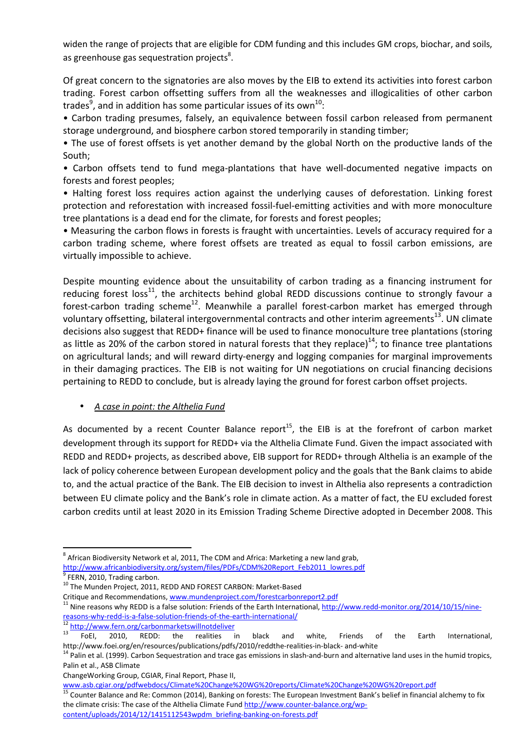widen the range of projects that are eligible for CDM funding and this includes GM crops, biochar, and soils, as greenhouse gas sequestration projects[8].

Of great concern to the signatories are also moves by the EIB to extend its activities into forest carbon trading. Forest carbon offsetting suffers from all the weaknesses and illogicalities of other carbon trades[9], and in addition has some particular issues of its own[10]:

- Carbon trading presumes, falsely, an equivalence between fossil carbon released from permanent storage underground, and biosphere carbon stored temporarily in standing timber;
- The use of forest offsets is yet another demand by the global North on the productive lands of the South;
- Carbon offsets tend to fund mega-plantations that have well-documented negative impacts on forests and forest peoples;
- Halting forest loss requires action against the underlying causes of deforestation. Linking forest protection and reforestation with increased fossil-fuel-emitting activities and with more monoculture tree plantations is a dead end for the climate, for forests and forest peoples;
- Measuring the carbon flows in forests is fraught with uncertainties. Levels of accuracy required for a carbon trading scheme, where forest offsets are treated as equal to fossil carbon emissions, are virtually impossible to achieve.

Despite mounting evidence about the unsuitability of carbon trading as a financing instrument for reducing forest loss[11], the architects behind global REDD discussions continue to strongly favour a forest-carbon trading scheme[12]. Meanwhile a parallel forest-carbon market has emerged through voluntary offsetting, bilateral intergovernmental contracts and other interim agreements[13]. UN climate decisions also suggest that REDD+ finance will be used to finance monoculture tree plantations (storing as little as 20% of the carbon stored in natural forests that they replace)[14]; to finance tree plantations on agricultural lands; and will reward dirty-energy and logging companies for marginal improvements in their damaging practices. The EIB is not waiting for UN negotiations on crucial financing decisions pertaining to REDD to conclude, but is already laying the ground for forest carbon offset projects.

- *A case in point: the Althelia Fund*

As documented by a recent Counter Balance report[15], the EIB is at the forefront of carbon market development through its support for REDD+ via the Althelia Climate Fund. Given the impact associated with REDD and REDD+ projects, as described above, EIB support for REDD+ through Althelia is an example of the lack of policy coherence between European development policy and the goals that the Bank claims to abide to, and the actual practice of the Bank. The EIB decision to invest in Althelia also represents a contradiction between EU climate policy and the Bank's role in climate action. As a matter of fact, the EU excluded forest carbon credits until at least 2020 in its Emission Trading Scheme Directive adopted in December 2008. This

---

[8] African Biodiversity Network et al, 2011, The CDM and Africa: Marketing a new land grab, http://www.africanbiodiversity.org/system/files/PDFs/CDM%20Report_Feb2011_lowres.pdf

[9] FERN, 2010, Trading carbon.

[10] The Munden Project, 2011, REDD AND FOREST CARBON: Market-Based Critique and Recommendations, www.mundenproject.com/forestcarbonreport2.pdf

[11] Nine reasons why REDD is a false solution: Friends of the Earth International, http://www.redd-monitor.org/2014/10/15/nine-reasons-why-redd-is-a-false-solution-friends-of-the-earth-international/

[12] http://www.fern.org/carbonmarketswillnotdeliver

[13] FoEI, 2010, REDD: the realities in black and white, Friends of the Earth International, http://www.foei.org/en/resources/publications/pdfs/2010/reddthe-realities-in-black- and-white

[14] Palin et al. (1999). Carbon Sequestration and trace gas emissions in slash-and-burn and alternative land uses in the humid tropics, Palin et al., ASB Climate ChangeWorking Group, CGIAR, Final Report, Phase II, www.asb.cgiar.org/pdfwebdocs/Climate%20Change%20WG%20reports/Climate%20Change%20WG%20report.pdf

[15] Counter Balance and Re: Common (2014), Banking on forests: The European Investment Bank's belief in financial alchemy to fix the climate crisis: The case of the Althelia Climate Fund http://www.counter-balance.org/wp-content/uploads/2014/12/1415112543wpdm_briefing-banking-on-forests.pdf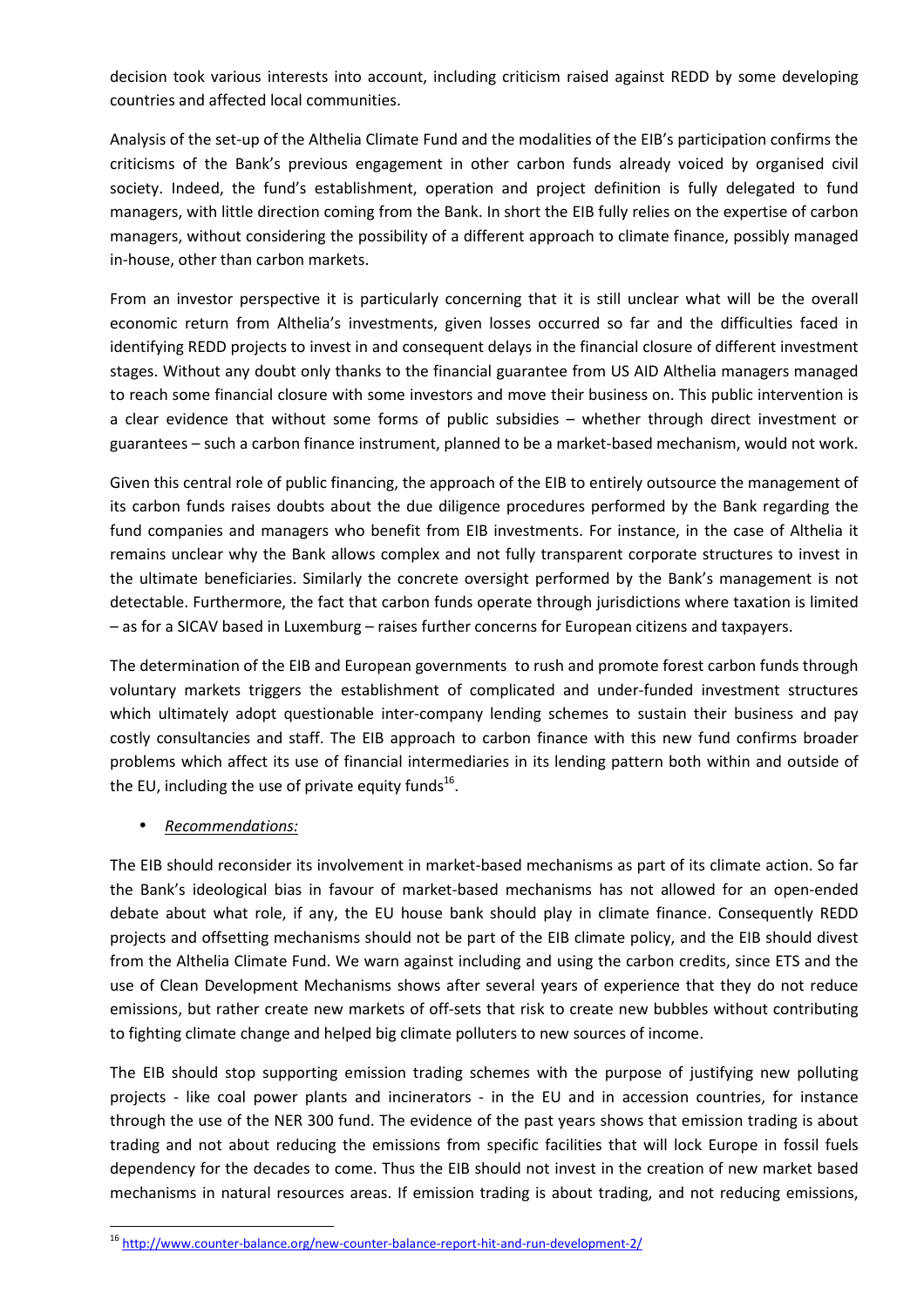decision took various interests into account, including criticism raised against REDD by some developing countries and affected local communities.

Analysis of the set-up of the Althelia Climate Fund and the modalities of the EIB's participation confirms the criticisms of the Bank's previous engagement in other carbon funds already voiced by organised civil society. Indeed, the fund's establishment, operation and project definition is fully delegated to fund managers, with little direction coming from the Bank. In short the EIB fully relies on the expertise of carbon managers, without considering the possibility of a different approach to climate finance, possibly managed in-house, other than carbon markets.

From an investor perspective it is particularly concerning that it is still unclear what will be the overall economic return from Althelia's investments, given losses occurred so far and the difficulties faced in identifying REDD projects to invest in and consequent delays in the financial closure of different investment stages. Without any doubt only thanks to the financial guarantee from US AID Althelia managers managed to reach some financial closure with some investors and move their business on. This public intervention is a clear evidence that without some forms of public subsidies – whether through direct investment or guarantees – such a carbon finance instrument, planned to be a market-based mechanism, would not work.

Given this central role of public financing, the approach of the EIB to entirely outsource the management of its carbon funds raises doubts about the due diligence procedures performed by the Bank regarding the fund companies and managers who benefit from EIB investments. For instance, in the case of Althelia it remains unclear why the Bank allows complex and not fully transparent corporate structures to invest in the ultimate beneficiaries. Similarly the concrete oversight performed by the Bank's management is not detectable. Furthermore, the fact that carbon funds operate through jurisdictions where taxation is limited – as for a SICAV based in Luxemburg – raises further concerns for European citizens and taxpayers.

The determination of the EIB and European governments to rush and promote forest carbon funds through voluntary markets triggers the establishment of complicated and under-funded investment structures which ultimately adopt questionable inter-company lending schemes to sustain their business and pay costly consultancies and staff. The EIB approach to carbon finance with this new fund confirms broader problems which affect its use of financial intermediaries in its lending pattern both within and outside of the EU, including the use of private equity funds[16].

- *Recommendations:*

The EIB should reconsider its involvement in market-based mechanisms as part of its climate action. So far the Bank's ideological bias in favour of market-based mechanisms has not allowed for an open-ended debate about what role, if any, the EU house bank should play in climate finance. Consequently REDD projects and offsetting mechanisms should not be part of the EIB climate policy, and the EIB should divest from the Althelia Climate Fund. We warn against including and using the carbon credits, since ETS and the use of Clean Development Mechanisms shows after several years of experience that they do not reduce emissions, but rather create new markets of off-sets that risk to create new bubbles without contributing to fighting climate change and helped big climate polluters to new sources of income.

The EIB should stop supporting emission trading schemes with the purpose of justifying new polluting projects - like coal power plants and incinerators - in the EU and in accession countries, for instance through the use of the NER 300 fund. The evidence of the past years shows that emission trading is about trading and not about reducing the emissions from specific facilities that will lock Europe in fossil fuels dependency for the decades to come. Thus the EIB should not invest in the creation of new market based mechanisms in natural resources areas. If emission trading is about trading, and not reducing emissions,

[16] http://www.counter-balance.org/new-counter-balance-report-hit-and-run-development-2/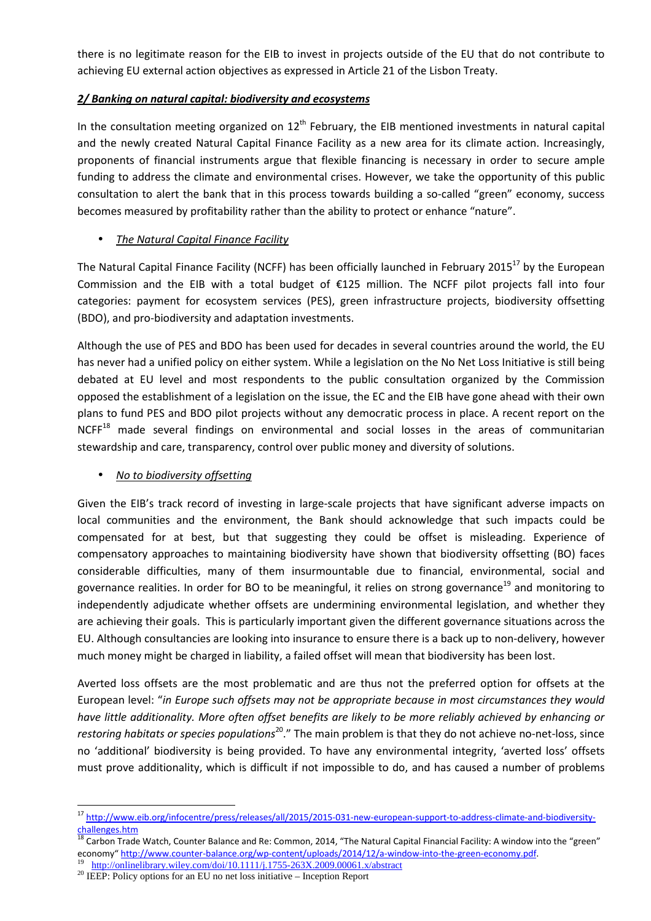there is no legitimate reason for the EIB to invest in projects outside of the EU that do not contribute to achieving EU external action objectives as expressed in Article 21 of the Lisbon Treaty.

## *2/ Banking on natural capital: biodiversity and ecosystems*

In the consultation meeting organized on 12th February, the EIB mentioned investments in natural capital and the newly created Natural Capital Finance Facility as a new area for its climate action. Increasingly, proponents of financial instruments argue that flexible financing is necessary in order to secure ample funding to address the climate and environmental crises. However, we take the opportunity of this public consultation to alert the bank that in this process towards building a so-called "green" economy, success becomes measured by profitability rather than the ability to protect or enhance "nature".

- *The Natural Capital Finance Facility*

The Natural Capital Finance Facility (NCFF) has been officially launched in February 2015[17] by the European Commission and the EIB with a total budget of €125 million. The NCFF pilot projects fall into four categories: payment for ecosystem services (PES), green infrastructure projects, biodiversity offsetting (BDO), and pro-biodiversity and adaptation investments.

Although the use of PES and BDO has been used for decades in several countries around the world, the EU has never had a unified policy on either system. While a legislation on the No Net Loss Initiative is still being debated at EU level and most respondents to the public consultation organized by the Commission opposed the establishment of a legislation on the issue, the EC and the EIB have gone ahead with their own plans to fund PES and BDO pilot projects without any democratic process in place. A recent report on the NCFF[18] made several findings on environmental and social losses in the areas of communitarian stewardship and care, transparency, control over public money and diversity of solutions.

- *No to biodiversity offsetting*

Given the EIB's track record of investing in large-scale projects that have significant adverse impacts on local communities and the environment, the Bank should acknowledge that such impacts could be compensated for at best, but that suggesting they could be offset is misleading. Experience of compensatory approaches to maintaining biodiversity have shown that biodiversity offsetting (BO) faces considerable difficulties, many of them insurmountable due to financial, environmental, social and governance realities. In order for BO to be meaningful, it relies on strong governance[19] and monitoring to independently adjudicate whether offsets are undermining environmental legislation, and whether they are achieving their goals. This is particularly important given the different governance situations across the EU. Although consultancies are looking into insurance to ensure there is a back up to non-delivery, however much money might be charged in liability, a failed offset will mean that biodiversity has been lost.

Averted loss offsets are the most problematic and are thus not the preferred option for offsets at the European level: "*in Europe such offsets may not be appropriate because in most circumstances they would have little additionality. More often offset benefits are likely to be more reliably achieved by enhancing or restoring habitats or species populations*[20]." The main problem is that they do not achieve no-net-loss, since no 'additional' biodiversity is being provided. To have any environmental integrity, 'averted loss' offsets must prove additionality, which is difficult if not impossible to do, and has caused a number of problems

---

[17] http://www.eib.org/infocentre/press/releases/all/2015/2015-031-new-european-support-to-address-climate-and-biodiversity-challenges.htm

[18] Carbon Trade Watch, Counter Balance and Re: Common, 2014, "The Natural Capital Financial Facility: A window into the "green" economy" http://www.counter-balance.org/wp-content/uploads/2014/12/a-window-into-the-green-economy.pdf.

[19] http://onlinelibrary.wiley.com/doi/10.1111/j.1755-263X.2009.00061.x/abstract

[20] IEEP: Policy options for an EU no net loss initiative – Inception Report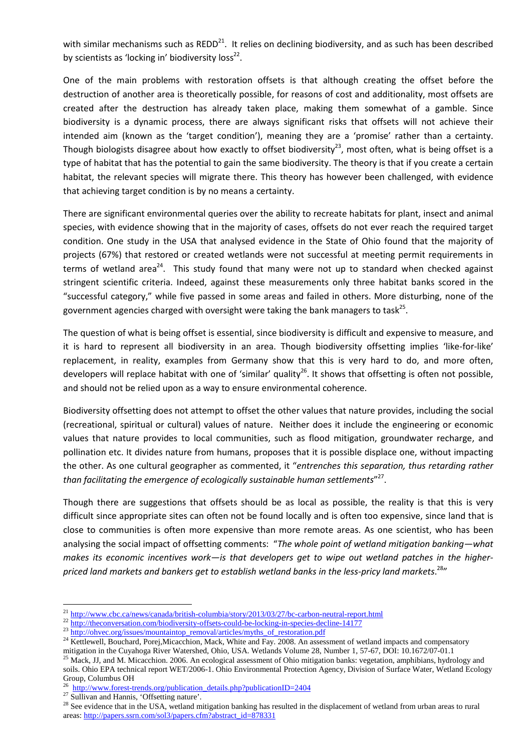with similar mechanisms such as REDD[21]. It relies on declining biodiversity, and as such has been described by scientists as 'locking in' biodiversity loss[22].

One of the main problems with restoration offsets is that although creating the offset before the destruction of another area is theoretically possible, for reasons of cost and additionality, most offsets are created after the destruction has already taken place, making them somewhat of a gamble. Since biodiversity is a dynamic process, there are always significant risks that offsets will not achieve their intended aim (known as the 'target condition'), meaning they are a 'promise' rather than a certainty. Though biologists disagree about how exactly to offset biodiversity[23], most often, what is being offset is a type of habitat that has the potential to gain the same biodiversity. The theory is that if you create a certain habitat, the relevant species will migrate there. This theory has however been challenged, with evidence that achieving target condition is by no means a certainty.

There are significant environmental queries over the ability to recreate habitats for plant, insect and animal species, with evidence showing that in the majority of cases, offsets do not ever reach the required target condition. One study in the USA that analysed evidence in the State of Ohio found that the majority of projects (67%) that restored or created wetlands were not successful at meeting permit requirements in terms of wetland area[24]. This study found that many were not up to standard when checked against stringent scientific criteria. Indeed, against these measurements only three habitat banks scored in the "successful category," while five passed in some areas and failed in others. More disturbing, none of the government agencies charged with oversight were taking the bank managers to task[25].

The question of what is being offset is essential, since biodiversity is difficult and expensive to measure, and it is hard to represent all biodiversity in an area. Though biodiversity offsetting implies 'like-for-like' replacement, in reality, examples from Germany show that this is very hard to do, and more often, developers will replace habitat with one of 'similar' quality[26]. It shows that offsetting is often not possible, and should not be relied upon as a way to ensure environmental coherence.

Biodiversity offsetting does not attempt to offset the other values that nature provides, including the social (recreational, spiritual or cultural) values of nature. Neither does it include the engineering or economic values that nature provides to local communities, such as flood mitigation, groundwater recharge, and pollination etc. It divides nature from humans, proposes that it is possible displace one, without impacting the other. As one cultural geographer as commented, it "*entrenches this separation, thus retarding rather than facilitating the emergence of ecologically sustainable human settlements*"[27].

Though there are suggestions that offsets should be as local as possible, the reality is that this is very difficult since appropriate sites can often not be found locally and is often too expensive, since land that is close to communities is often more expensive than more remote areas. As one scientist, who has been analysing the social impact of offsetting comments: "*The whole point of wetland mitigation banking—what makes its economic incentives work—is that developers get to wipe out wetland patches in the higher-priced land markets and bankers get to establish wetland banks in the less-pricy land markets*.[28]"

---

[21] http://www.cbc.ca/news/canada/british-columbia/story/2013/03/27/bc-carbon-neutral-report.html

[22] http://theconversation.com/biodiversity-offsets-could-be-locking-in-species-decline-14177

[23] http://ohvec.org/issues/mountaintop_removal/articles/myths_of_restoration.pdf

[24] Kettlewell, Bouchard, Porej,Micacchion, Mack, White and Fay. 2008. An assessment of wetland impacts and compensatory mitigation in the Cuyahoga River Watershed, Ohio, USA. Wetlands Volume 28, Number 1, 57-67, DOI: 10.1672/07-01.1

[25] Mack, JJ, and M. Micacchion. 2006. An ecological assessment of Ohio mitigation banks: vegetation, amphibians, hydrology and soils. Ohio EPA technical report WET/2006-1. Ohio Environmental Protection Agency, Division of Surface Water, Wetland Ecology Group, Columbus OH

[26] http://www.forest-trends.org/publication_details.php?publicationID=2404

[27] Sullivan and Hannis, 'Offsetting nature'.

[28] See evidence that in the USA, wetland mitigation banking has resulted in the displacement of wetland from urban areas to rural areas: http://papers.ssrn.com/sol3/papers.cfm?abstract_id=878331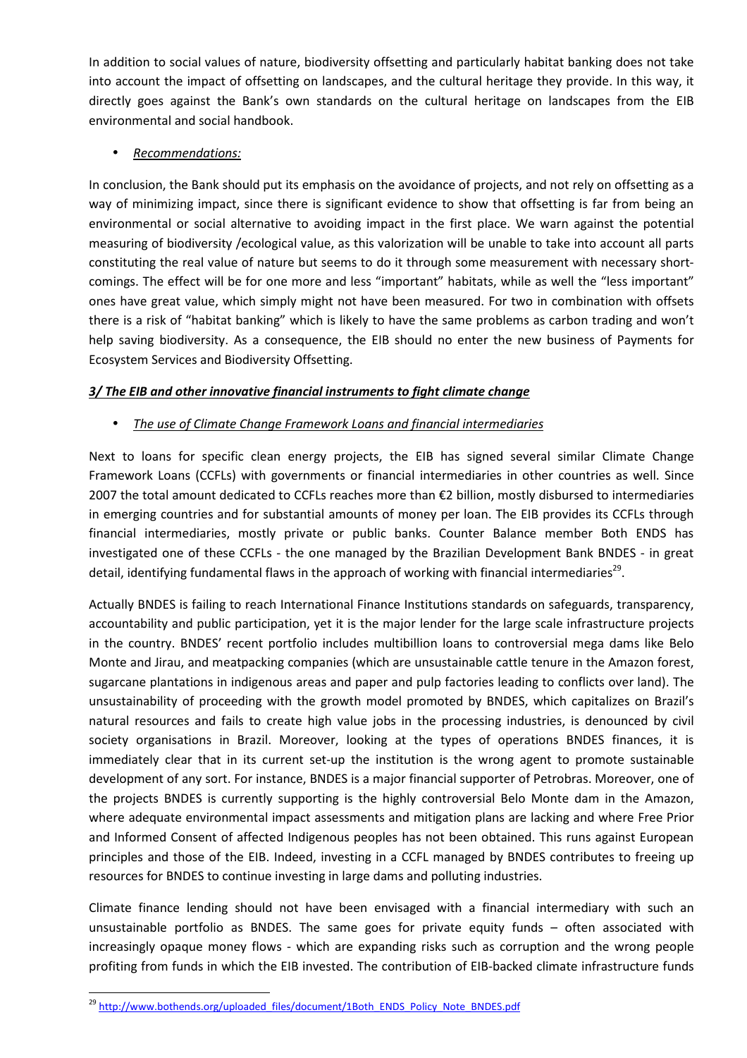In addition to social values of nature, biodiversity offsetting and particularly habitat banking does not take into account the impact of offsetting on landscapes, and the cultural heritage they provide. In this way, it directly goes against the Bank's own standards on the cultural heritage on landscapes from the EIB environmental and social handbook.

- *Recommendations:*

In conclusion, the Bank should put its emphasis on the avoidance of projects, and not rely on offsetting as a way of minimizing impact, since there is significant evidence to show that offsetting is far from being an environmental or social alternative to avoiding impact in the first place. We warn against the potential measuring of biodiversity /ecological value, as this valorization will be unable to take into account all parts constituting the real value of nature but seems to do it through some measurement with necessary short-comings. The effect will be for one more and less "important" habitats, while as well the "less important" ones have great value, which simply might not have been measured. For two in combination with offsets there is a risk of "habitat banking" which is likely to have the same problems as carbon trading and won't help saving biodiversity. As a consequence, the EIB should no enter the new business of Payments for Ecosystem Services and Biodiversity Offsetting.

### ***3/ The EIB and other innovative financial instruments to fight climate change***

- *The use of Climate Change Framework Loans and financial intermediaries*

Next to loans for specific clean energy projects, the EIB has signed several similar Climate Change Framework Loans (CCFLs) with governments or financial intermediaries in other countries as well. Since 2007 the total amount dedicated to CCFLs reaches more than €2 billion, mostly disbursed to intermediaries in emerging countries and for substantial amounts of money per loan. The EIB provides its CCFLs through financial intermediaries, mostly private or public banks. Counter Balance member Both ENDS has investigated one of these CCFLs - the one managed by the Brazilian Development Bank BNDES - in great detail, identifying fundamental flaws in the approach of working with financial intermediaries[29].

Actually BNDES is failing to reach International Finance Institutions standards on safeguards, transparency, accountability and public participation, yet it is the major lender for the large scale infrastructure projects in the country. BNDES' recent portfolio includes multibillion loans to controversial mega dams like Belo Monte and Jirau, and meatpacking companies (which are unsustainable cattle tenure in the Amazon forest, sugarcane plantations in indigenous areas and paper and pulp factories leading to conflicts over land). The unsustainability of proceeding with the growth model promoted by BNDES, which capitalizes on Brazil's natural resources and fails to create high value jobs in the processing industries, is denounced by civil society organisations in Brazil. Moreover, looking at the types of operations BNDES finances, it is immediately clear that in its current set-up the institution is the wrong agent to promote sustainable development of any sort. For instance, BNDES is a major financial supporter of Petrobras. Moreover, one of the projects BNDES is currently supporting is the highly controversial Belo Monte dam in the Amazon, where adequate environmental impact assessments and mitigation plans are lacking and where Free Prior and Informed Consent of affected Indigenous peoples has not been obtained. This runs against European principles and those of the EIB. Indeed, investing in a CCFL managed by BNDES contributes to freeing up resources for BNDES to continue investing in large dams and polluting industries.

Climate finance lending should not have been envisaged with a financial intermediary with such an unsustainable portfolio as BNDES. The same goes for private equity funds – often associated with increasingly opaque money flows - which are expanding risks such as corruption and the wrong people profiting from funds in which the EIB invested. The contribution of EIB-backed climate infrastructure funds

[29] http://www.bothends.org/uploaded_files/document/1Both_ENDS_Policy_Note_BNDES.pdf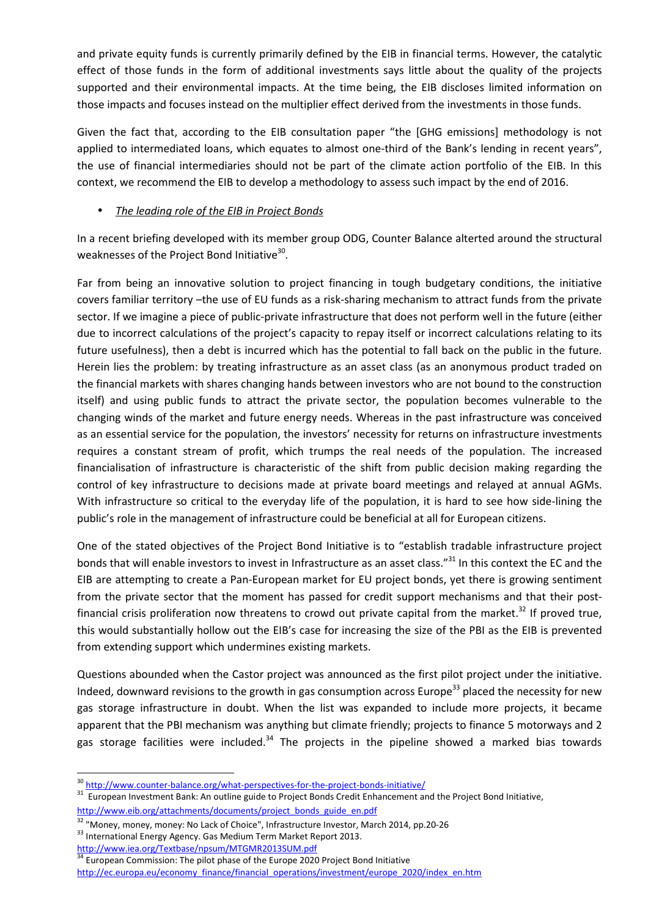and private equity funds is currently primarily defined by the EIB in financial terms. However, the catalytic effect of those funds in the form of additional investments says little about the quality of the projects supported and their environmental impacts. At the time being, the EIB discloses limited information on those impacts and focuses instead on the multiplier effect derived from the investments in those funds.

Given the fact that, according to the EIB consultation paper "the [GHG emissions] methodology is not applied to intermediated loans, which equates to almost one-third of the Bank's lending in recent years", the use of financial intermediaries should not be part of the climate action portfolio of the EIB. In this context, we recommend the EIB to develop a methodology to assess such impact by the end of 2016.

- *The leading role of the EIB in Project Bonds*

In a recent briefing developed with its member group ODG, Counter Balance alterted around the structural weaknesses of the Project Bond Initiative[30].

Far from being an innovative solution to project financing in tough budgetary conditions, the initiative covers familiar territory –the use of EU funds as a risk-sharing mechanism to attract funds from the private sector. If we imagine a piece of public-private infrastructure that does not perform well in the future (either due to incorrect calculations of the project's capacity to repay itself or incorrect calculations relating to its future usefulness), then a debt is incurred which has the potential to fall back on the public in the future. Herein lies the problem: by treating infrastructure as an asset class (as an anonymous product traded on the financial markets with shares changing hands between investors who are not bound to the construction itself) and using public funds to attract the private sector, the population becomes vulnerable to the changing winds of the market and future energy needs. Whereas in the past infrastructure was conceived as an essential service for the population, the investors' necessity for returns on infrastructure investments requires a constant stream of profit, which trumps the real needs of the population. The increased financialisation of infrastructure is characteristic of the shift from public decision making regarding the control of key infrastructure to decisions made at private board meetings and relayed at annual AGMs. With infrastructure so critical to the everyday life of the population, it is hard to see how side-lining the public's role in the management of infrastructure could be beneficial at all for European citizens.

One of the stated objectives of the Project Bond Initiative is to "establish tradable infrastructure project bonds that will enable investors to invest in Infrastructure as an asset class."[31] In this context the EC and the EIB are attempting to create a Pan-European market for EU project bonds, yet there is growing sentiment from the private sector that the moment has passed for credit support mechanisms and that their post-financial crisis proliferation now threatens to crowd out private capital from the market.[32] If proved true, this would substantially hollow out the EIB's case for increasing the size of the PBI as the EIB is prevented from extending support which undermines existing markets.

Questions abounded when the Castor project was announced as the first pilot project under the initiative. Indeed, downward revisions to the growth in gas consumption across Europe[33] placed the necessity for new gas storage infrastructure in doubt. When the list was expanded to include more projects, it became apparent that the PBI mechanism was anything but climate friendly; projects to finance 5 motorways and 2 gas storage facilities were included.[34] The projects in the pipeline showed a marked bias towards

---

[30] http://www.counter-balance.org/what-perspectives-for-the-project-bonds-initiative/

[31] European Investment Bank: An outline guide to Project Bonds Credit Enhancement and the Project Bond Initiative, http://www.eib.org/attachments/documents/project_bonds_guide_en.pdf

[32] "Money, money, money: No Lack of Choice", Infrastructure Investor, March 2014, pp.20-26

[33] International Energy Agency. Gas Medium Term Market Report 2013. http://www.iea.org/Textbase/npsum/MTGMR2013SUM.pdf

[34] European Commission: The pilot phase of the Europe 2020 Project Bond Initiative http://ec.europa.eu/economy_finance/financial_operations/investment/europe_2020/index_en.htm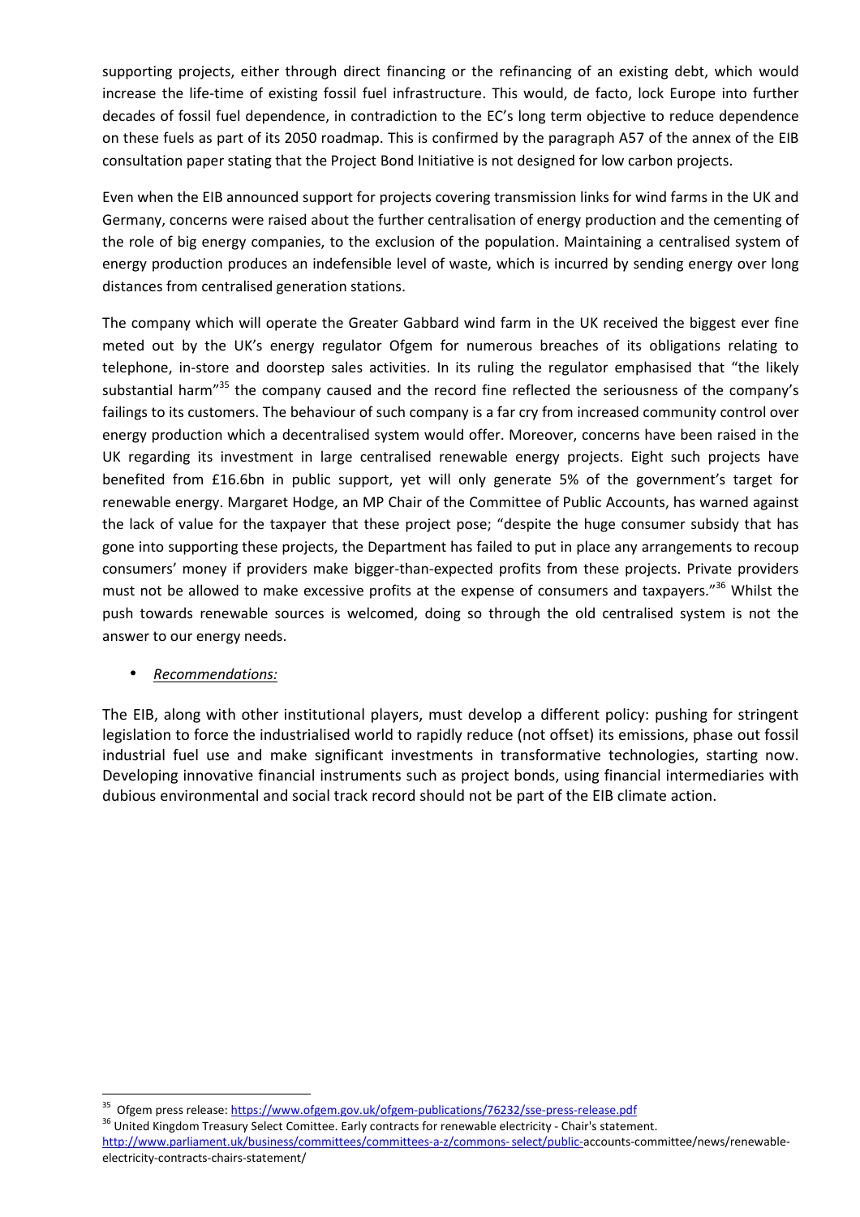supporting projects, either through direct financing or the refinancing of an existing debt, which would increase the life-time of existing fossil fuel infrastructure. This would, de facto, lock Europe into further decades of fossil fuel dependence, in contradiction to the EC's long term objective to reduce dependence on these fuels as part of its 2050 roadmap. This is confirmed by the paragraph A57 of the annex of the EIB consultation paper stating that the Project Bond Initiative is not designed for low carbon projects.

Even when the EIB announced support for projects covering transmission links for wind farms in the UK and Germany, concerns were raised about the further centralisation of energy production and the cementing of the role of big energy companies, to the exclusion of the population. Maintaining a centralised system of energy production produces an indefensible level of waste, which is incurred by sending energy over long distances from centralised generation stations.

The company which will operate the Greater Gabbard wind farm in the UK received the biggest ever fine meted out by the UK's energy regulator Ofgem for numerous breaches of its obligations relating to telephone, in-store and doorstep sales activities. In its ruling the regulator emphasised that "the likely substantial harm"[35] the company caused and the record fine reflected the seriousness of the company's failings to its customers. The behaviour of such company is a far cry from increased community control over energy production which a decentralised system would offer. Moreover, concerns have been raised in the UK regarding its investment in large centralised renewable energy projects. Eight such projects have benefited from £16.6bn in public support, yet will only generate 5% of the government's target for renewable energy. Margaret Hodge, an MP Chair of the Committee of Public Accounts, has warned against the lack of value for the taxpayer that these project pose; "despite the huge consumer subsidy that has gone into supporting these projects, the Department has failed to put in place any arrangements to recoup consumers' money if providers make bigger-than-expected profits from these projects. Private providers must not be allowed to make excessive profits at the expense of consumers and taxpayers."[36] Whilst the push towards renewable sources is welcomed, doing so through the old centralised system is not the answer to our energy needs.

- *Recommendations:*

The EIB, along with other institutional players, must develop a different policy: pushing for stringent legislation to force the industrialised world to rapidly reduce (not offset) its emissions, phase out fossil industrial fuel use and make significant investments in transformative technologies, starting now. Developing innovative financial instruments such as project bonds, using financial intermediaries with dubious environmental and social track record should not be part of the EIB climate action.

---

[35] Ofgem press release: https://www.ofgem.gov.uk/ofgem-publications/76232/sse-press-release.pdf

[36] United Kingdom Treasury Select Comittee. Early contracts for renewable electricity - Chair's statement. http://www.parliament.uk/business/committees/committees-a-z/commons-select/public-accounts-committee/news/renewable-electricity-contracts-chairs-statement/